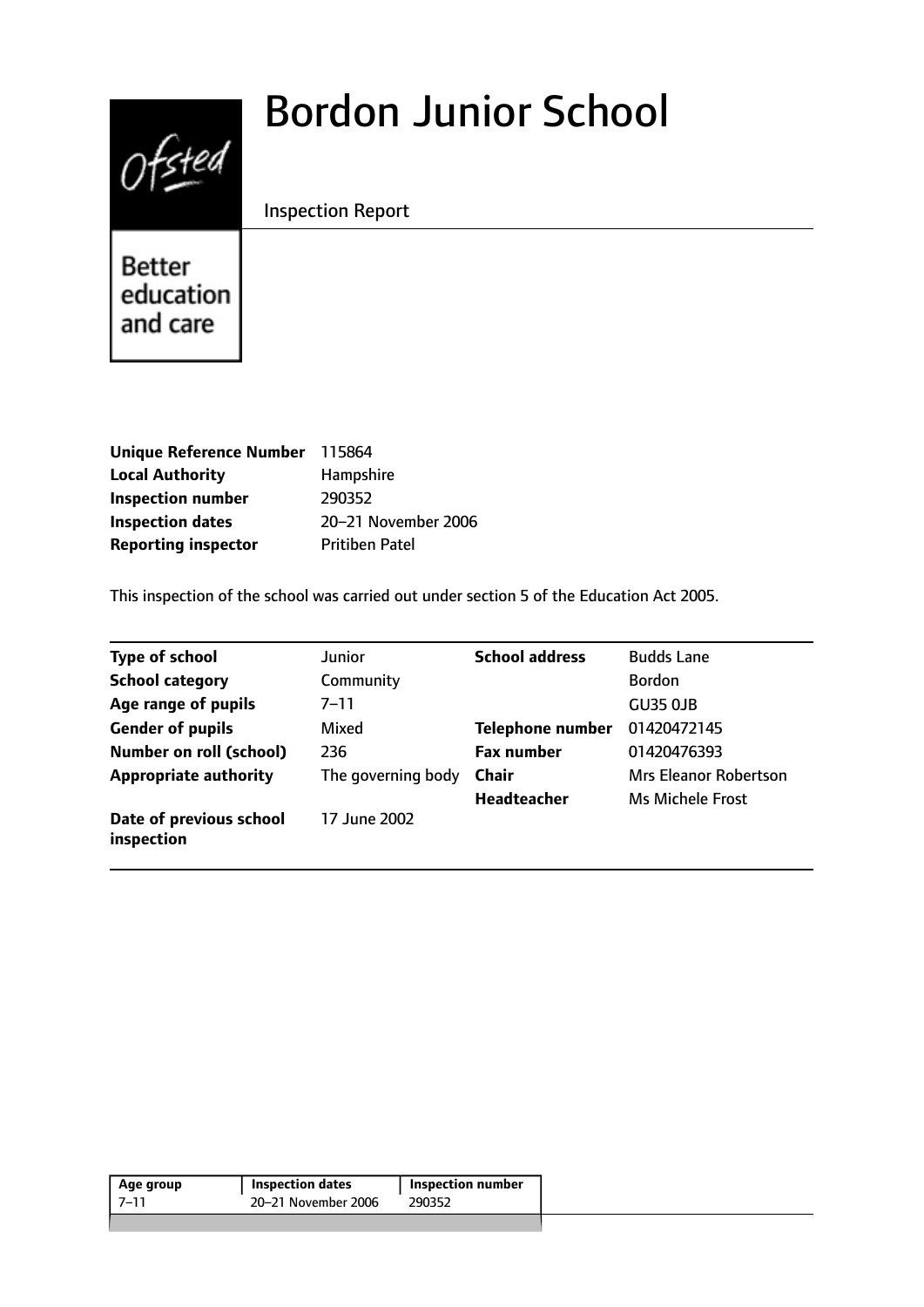# Bordon Junior School

Inspection Report

Better education and care

| | |
|---|---|
| **Unique Reference Number** | 115864 |
| **Local Authority** | Hampshire |
| **Inspection number** | 290352 |
| **Inspection dates** | 20–21 November 2006 |
| **Reporting inspector** | Pritiben Patel |

This inspection of the school was carried out under section 5 of the Education Act 2005.

| | | | |
|---|---|---|---|
| **Type of school** | Junior | **School address** | Budds Lane |
| **School category** | Community | | Bordon |
| **Age range of pupils** | 7–11 | | GU35 0JB |
| **Gender of pupils** | Mixed | **Telephone number** | 01420472145 |
| **Number on roll (school)** | 236 | **Fax number** | 01420476393 |
| **Appropriate authority** | The governing body | **Chair** | Mrs Eleanor Robertson |
| | | **Headteacher** | Ms Michele Frost |
| **Date of previous school inspection** | 17 June 2002 | | |

| Age group | Inspection dates | Inspection number |
|---|---|---|
| 7–11 | 20–21 November 2006 | 290352 |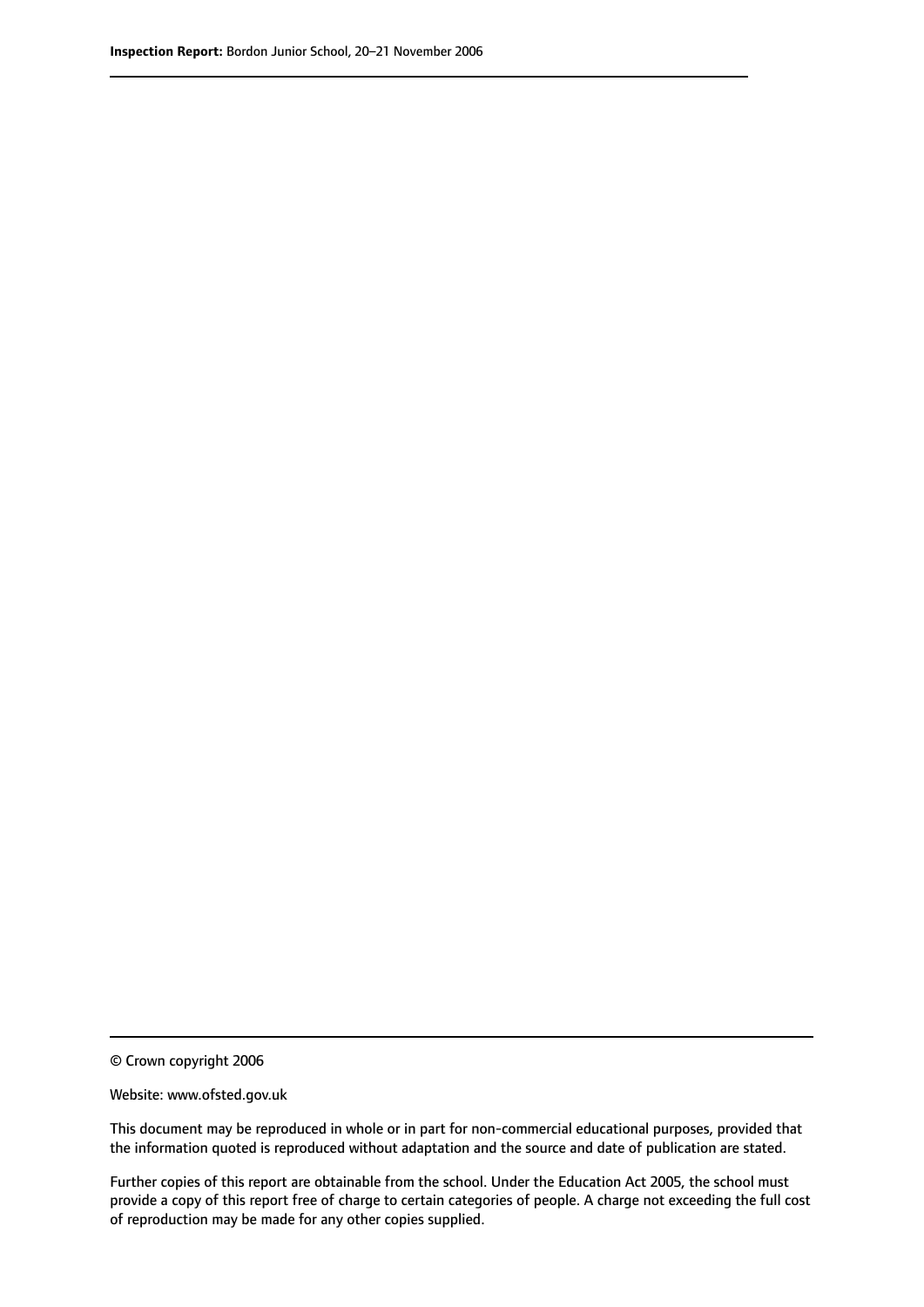© Crown copyright 2006

Website: www.ofsted.gov.uk

This document may be reproduced in whole or in part for non-commercial educational purposes, provided that the information quoted is reproduced without adaptation and the source and date of publication are stated.

Further copies of this report are obtainable from the school. Under the Education Act 2005, the school must provide a copy of this report free of charge to certain categories of people. A charge not exceeding the full cost of reproduction may be made for any other copies supplied.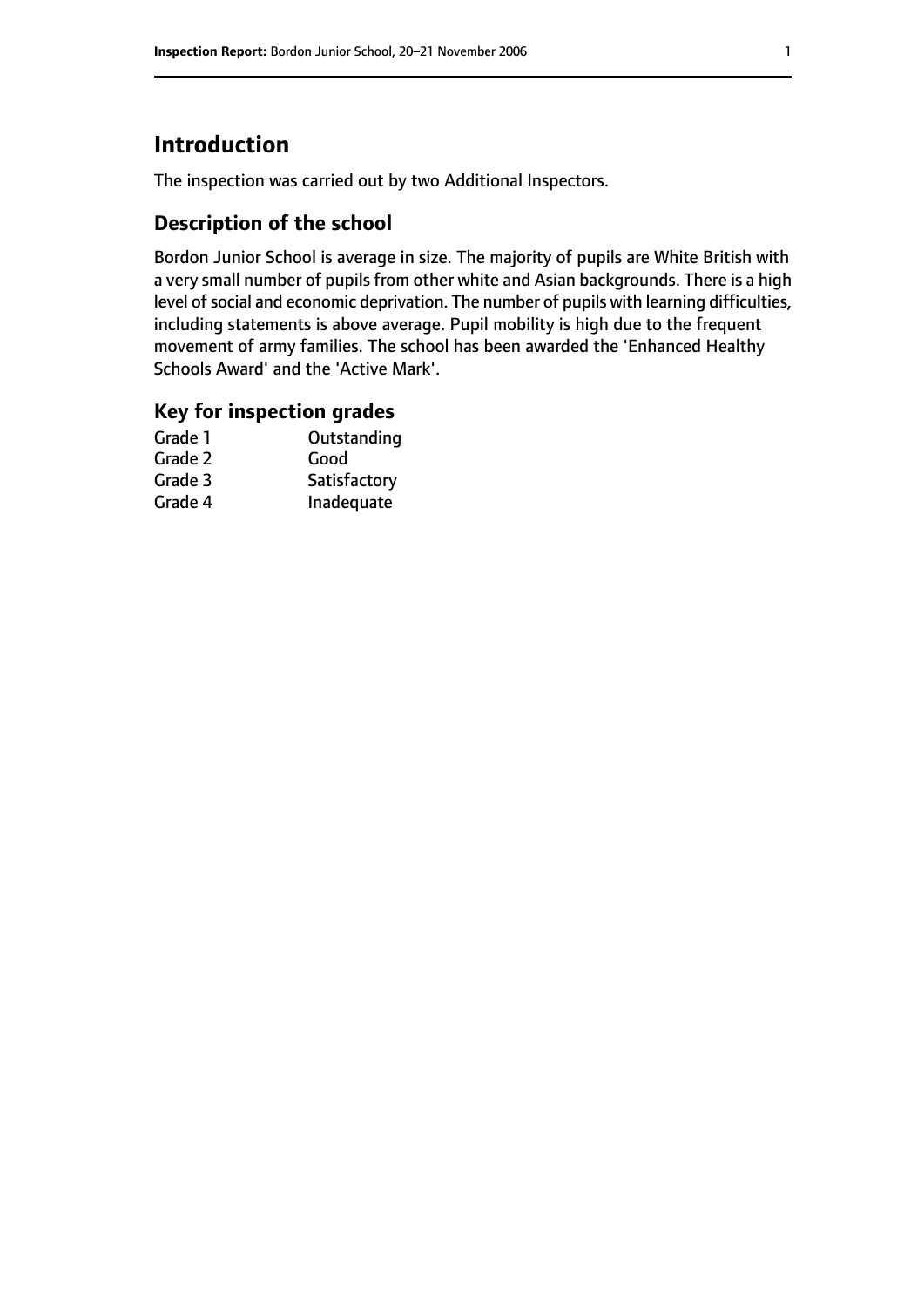# Introduction

The inspection was carried out by two Additional Inspectors.

## Description of the school

Bordon Junior School is average in size. The majority of pupils are White British with a very small number of pupils from other white and Asian backgrounds. There is a high level of social and economic deprivation. The number of pupils with learning difficulties, including statements is above average. Pupil mobility is high due to the frequent movement of army families. The school has been awarded the 'Enhanced Healthy Schools Award' and the 'Active Mark'.

## Key for inspection grades

| | |
|---|---|
| Grade 1 | Outstanding |
| Grade 2 | Good |
| Grade 3 | Satisfactory |
| Grade 4 | Inadequate |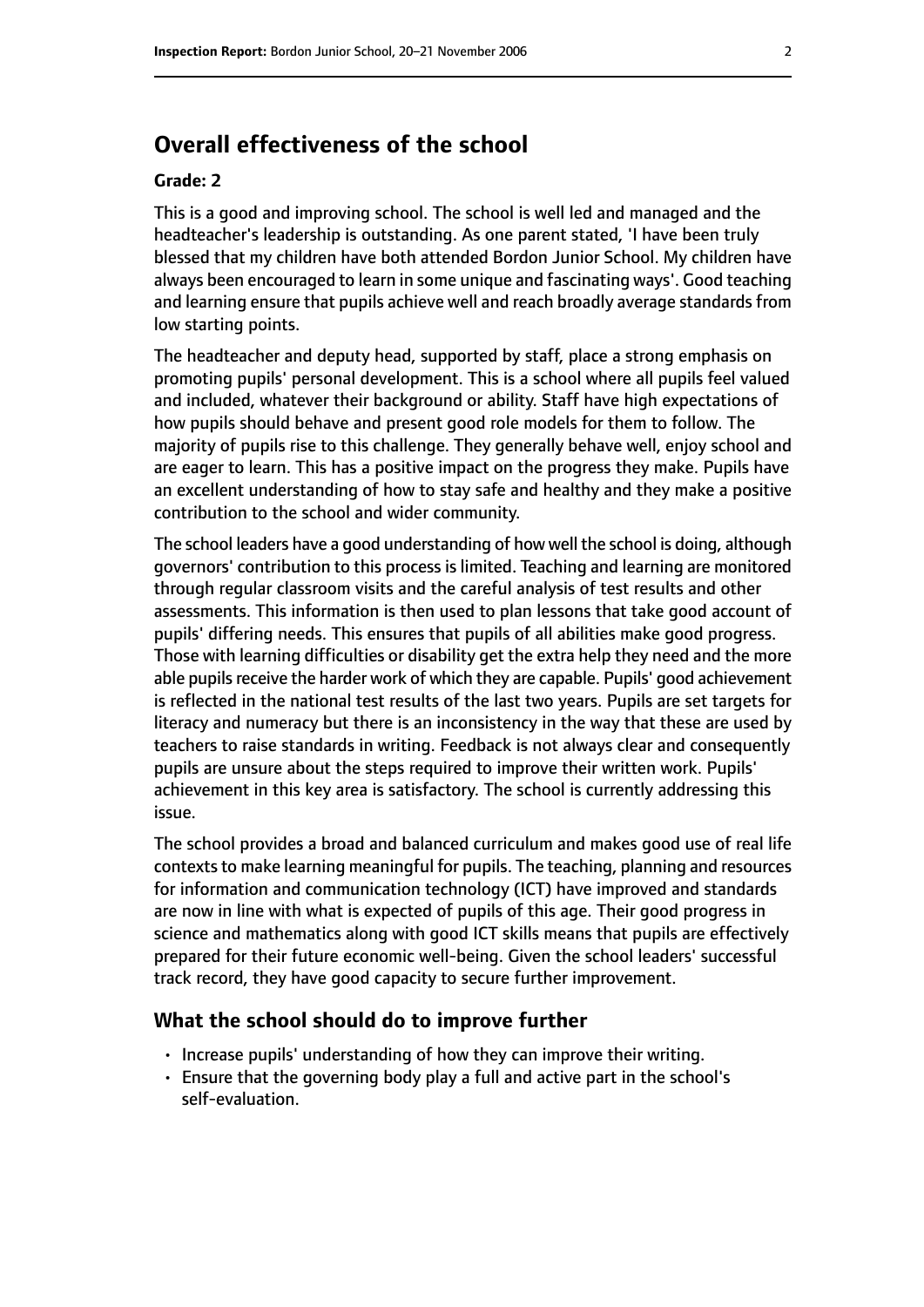# Overall effectiveness of the school

**Grade: 2**

This is a good and improving school. The school is well led and managed and the headteacher's leadership is outstanding. As one parent stated, 'I have been truly blessed that my children have both attended Bordon Junior School. My children have always been encouraged to learn in some unique and fascinating ways'. Good teaching and learning ensure that pupils achieve well and reach broadly average standards from low starting points.

The headteacher and deputy head, supported by staff, place a strong emphasis on promoting pupils' personal development. This is a school where all pupils feel valued and included, whatever their background or ability. Staff have high expectations of how pupils should behave and present good role models for them to follow. The majority of pupils rise to this challenge. They generally behave well, enjoy school and are eager to learn. This has a positive impact on the progress they make. Pupils have an excellent understanding of how to stay safe and healthy and they make a positive contribution to the school and wider community.

The school leaders have a good understanding of how well the school is doing, although governors' contribution to this process is limited. Teaching and learning are monitored through regular classroom visits and the careful analysis of test results and other assessments. This information is then used to plan lessons that take good account of pupils' differing needs. This ensures that pupils of all abilities make good progress. Those with learning difficulties or disability get the extra help they need and the more able pupils receive the harder work of which they are capable. Pupils' good achievement is reflected in the national test results of the last two years. Pupils are set targets for literacy and numeracy but there is an inconsistency in the way that these are used by teachers to raise standards in writing. Feedback is not always clear and consequently pupils are unsure about the steps required to improve their written work. Pupils' achievement in this key area is satisfactory. The school is currently addressing this issue.

The school provides a broad and balanced curriculum and makes good use of real life contexts to make learning meaningful for pupils. The teaching, planning and resources for information and communication technology (ICT) have improved and standards are now in line with what is expected of pupils of this age. Their good progress in science and mathematics along with good ICT skills means that pupils are effectively prepared for their future economic well-being. Given the school leaders' successful track record, they have good capacity to secure further improvement.

## What the school should do to improve further

- Increase pupils' understanding of how they can improve their writing.
- Ensure that the governing body play a full and active part in the school's self-evaluation.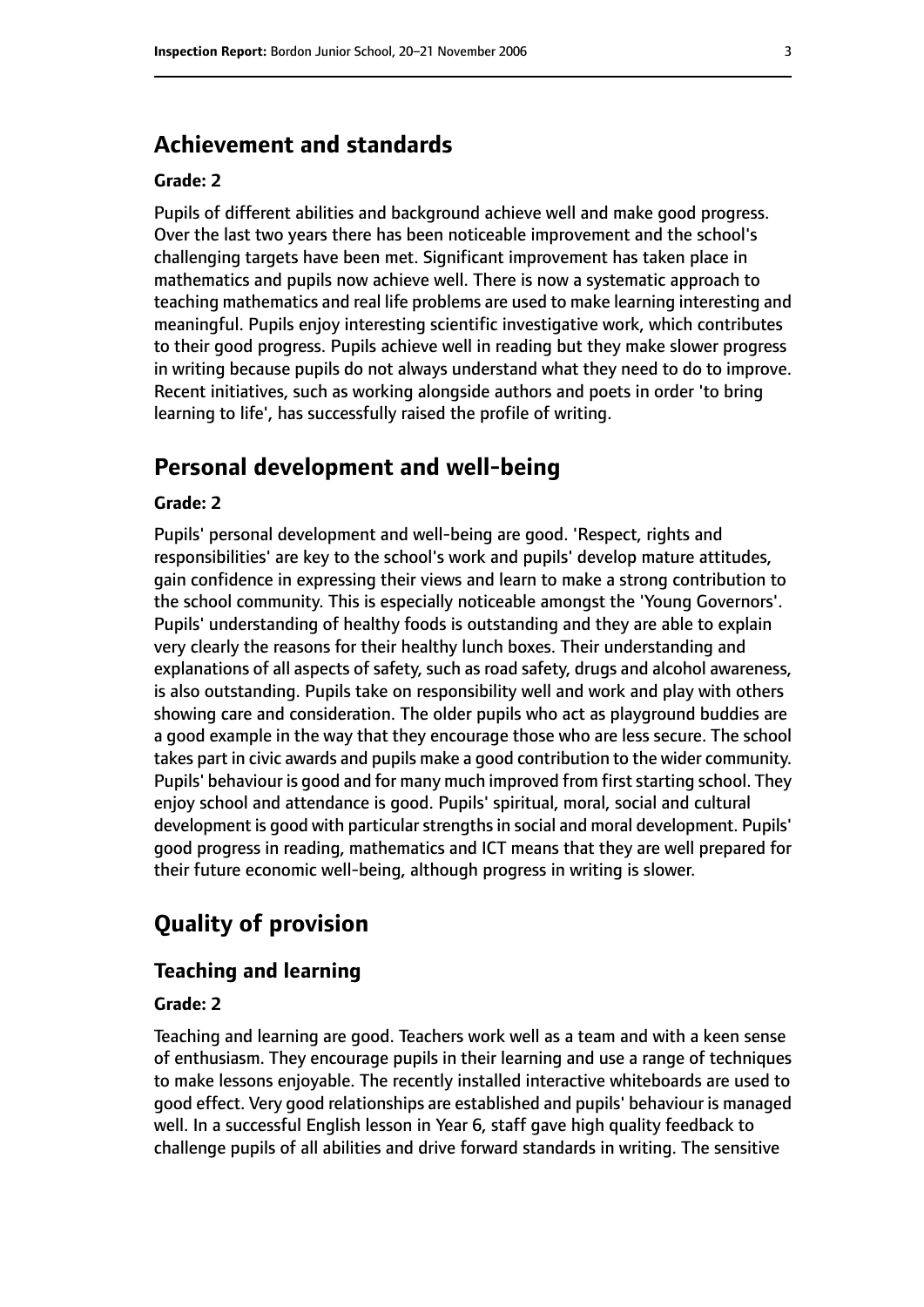## Achievement and standards

### Grade: 2

Pupils of different abilities and background achieve well and make good progress. Over the last two years there has been noticeable improvement and the school's challenging targets have been met. Significant improvement has taken place in mathematics and pupils now achieve well. There is now a systematic approach to teaching mathematics and real life problems are used to make learning interesting and meaningful. Pupils enjoy interesting scientific investigative work, which contributes to their good progress. Pupils achieve well in reading but they make slower progress in writing because pupils do not always understand what they need to do to improve. Recent initiatives, such as working alongside authors and poets in order 'to bring learning to life', has successfully raised the profile of writing.

## Personal development and well-being

### Grade: 2

Pupils' personal development and well-being are good. 'Respect, rights and responsibilities' are key to the school's work and pupils' develop mature attitudes, gain confidence in expressing their views and learn to make a strong contribution to the school community. This is especially noticeable amongst the 'Young Governors'. Pupils' understanding of healthy foods is outstanding and they are able to explain very clearly the reasons for their healthy lunch boxes. Their understanding and explanations of all aspects of safety, such as road safety, drugs and alcohol awareness, is also outstanding. Pupils take on responsibility well and work and play with others showing care and consideration. The older pupils who act as playground buddies are a good example in the way that they encourage those who are less secure. The school takes part in civic awards and pupils make a good contribution to the wider community. Pupils' behaviour is good and for many much improved from first starting school. They enjoy school and attendance is good. Pupils' spiritual, moral, social and cultural development is good with particular strengths in social and moral development. Pupils' good progress in reading, mathematics and ICT means that they are well prepared for their future economic well-being, although progress in writing is slower.

## Quality of provision

### Teaching and learning

### Grade: 2

Teaching and learning are good. Teachers work well as a team and with a keen sense of enthusiasm. They encourage pupils in their learning and use a range of techniques to make lessons enjoyable. The recently installed interactive whiteboards are used to good effect. Very good relationships are established and pupils' behaviour is managed well. In a successful English lesson in Year 6, staff gave high quality feedback to challenge pupils of all abilities and drive forward standards in writing. The sensitive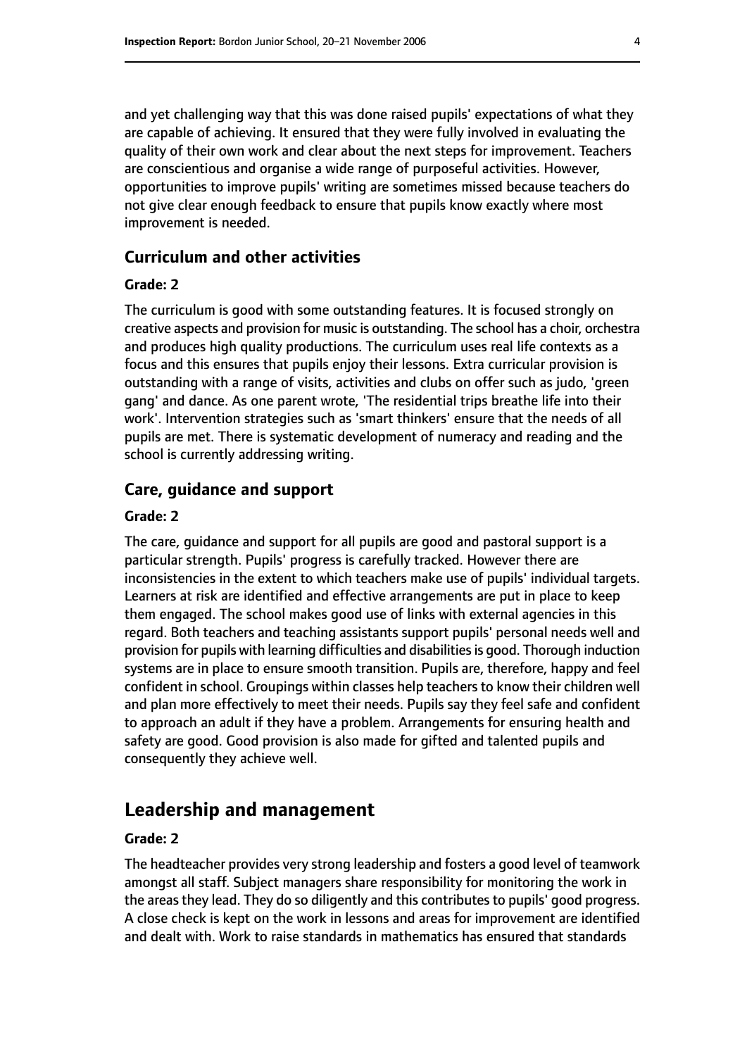and yet challenging way that this was done raised pupils' expectations of what they are capable of achieving. It ensured that they were fully involved in evaluating the quality of their own work and clear about the next steps for improvement. Teachers are conscientious and organise a wide range of purposeful activities. However, opportunities to improve pupils' writing are sometimes missed because teachers do not give clear enough feedback to ensure that pupils know exactly where most improvement is needed.

### Curriculum and other activities

#### Grade: 2

The curriculum is good with some outstanding features. It is focused strongly on creative aspects and provision for music is outstanding. The school has a choir, orchestra and produces high quality productions. The curriculum uses real life contexts as a focus and this ensures that pupils enjoy their lessons. Extra curricular provision is outstanding with a range of visits, activities and clubs on offer such as judo, 'green gang' and dance. As one parent wrote, 'The residential trips breathe life into their work'. Intervention strategies such as 'smart thinkers' ensure that the needs of all pupils are met. There is systematic development of numeracy and reading and the school is currently addressing writing.

### Care, guidance and support

#### Grade: 2

The care, guidance and support for all pupils are good and pastoral support is a particular strength. Pupils' progress is carefully tracked. However there are inconsistencies in the extent to which teachers make use of pupils' individual targets. Learners at risk are identified and effective arrangements are put in place to keep them engaged. The school makes good use of links with external agencies in this regard. Both teachers and teaching assistants support pupils' personal needs well and provision for pupils with learning difficulties and disabilities is good. Thorough induction systems are in place to ensure smooth transition. Pupils are, therefore, happy and feel confident in school. Groupings within classes help teachers to know their children well and plan more effectively to meet their needs. Pupils say they feel safe and confident to approach an adult if they have a problem. Arrangements for ensuring health and safety are good. Good provision is also made for gifted and talented pupils and consequently they achieve well.

## Leadership and management

#### Grade: 2

The headteacher provides very strong leadership and fosters a good level of teamwork amongst all staff. Subject managers share responsibility for monitoring the work in the areas they lead. They do so diligently and this contributes to pupils' good progress. A close check is kept on the work in lessons and areas for improvement are identified and dealt with. Work to raise standards in mathematics has ensured that standards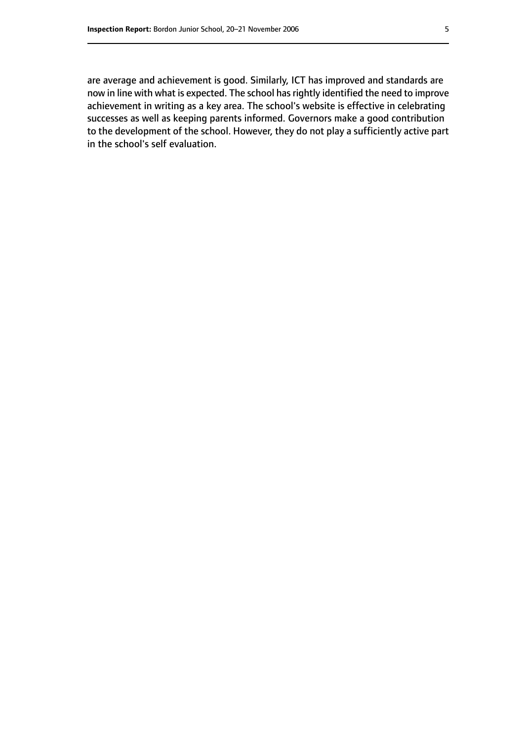are average and achievement is good. Similarly, ICT has improved and standards are now in line with what is expected. The school has rightly identified the need to improve achievement in writing as a key area. The school's website is effective in celebrating successes as well as keeping parents informed. Governors make a good contribution to the development of the school. However, they do not play a sufficiently active part in the school's self evaluation.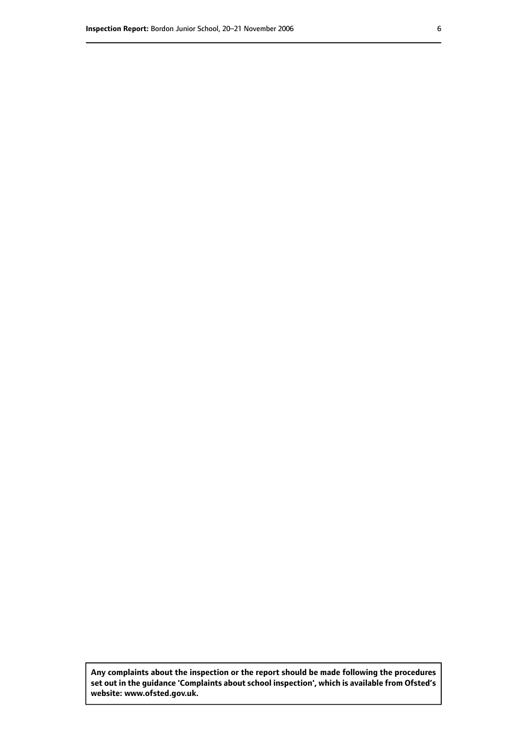**Any complaints about the inspection or the report should be made following the procedures set out in the guidance 'Complaints about school inspection', which is available from Ofsted's website: www.ofsted.gov.uk.**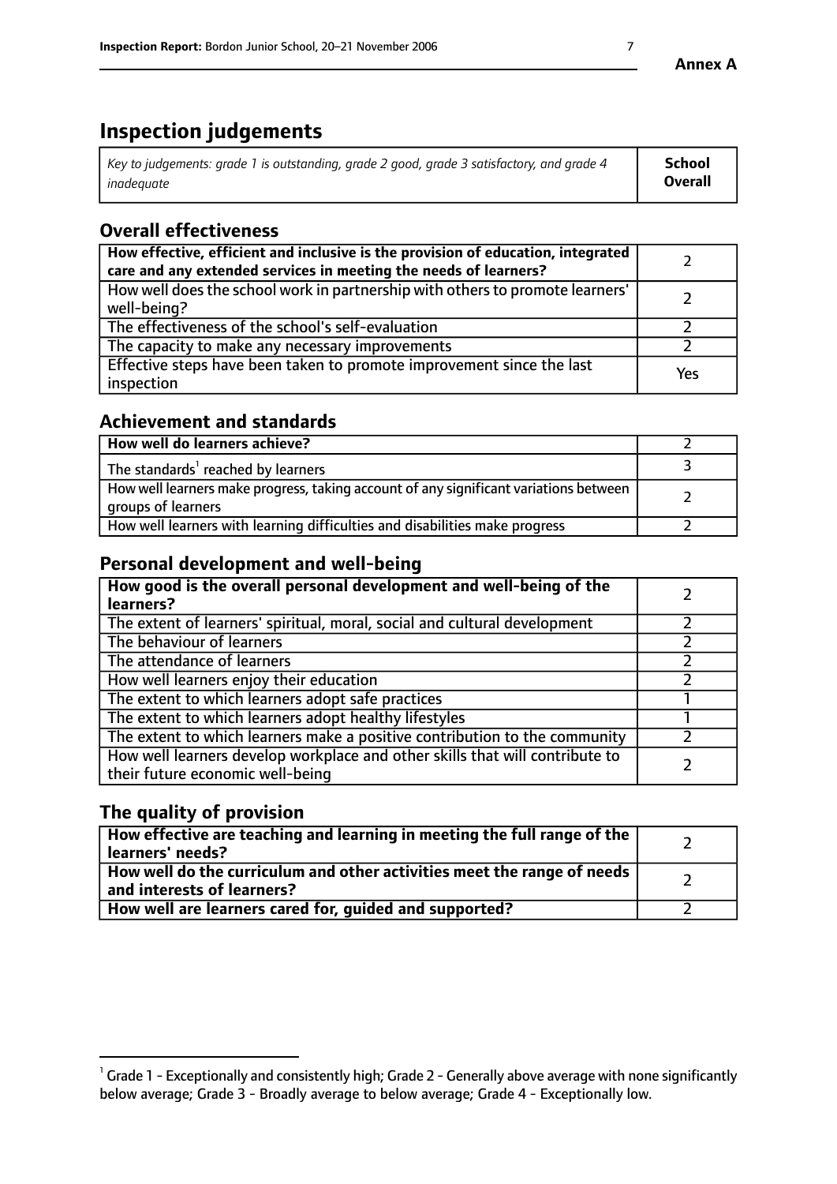# Inspection judgements

| *Key to judgements: grade 1 is outstanding, grade 2 good, grade 3 satisfactory, and grade 4 inadequate* | **School Overall** |
|---|---|

## Overall effectiveness

| | |
|---|---|
| **How effective, efficient and inclusive is the provision of education, integrated care and any extended services in meeting the needs of learners?** | 2 |
| How well does the school work in partnership with others to promote learners' well-being? | 2 |
| The effectiveness of the school's self-evaluation | 2 |
| The capacity to make any necessary improvements | 2 |
| Effective steps have been taken to promote improvement since the last inspection | Yes |

## Achievement and standards

| | |
|---|---|
| **How well do learners achieve?** | 2 |
| The standards[1] reached by learners | 3 |
| How well learners make progress, taking account of any significant variations between groups of learners | 2 |
| How well learners with learning difficulties and disabilities make progress | 2 |

## Personal development and well-being

| | |
|---|---|
| **How good is the overall personal development and well-being of the learners?** | 2 |
| The extent of learners' spiritual, moral, social and cultural development | 2 |
| The behaviour of learners | 2 |
| The attendance of learners | 2 |
| How well learners enjoy their education | 2 |
| The extent to which learners adopt safe practices | 1 |
| The extent to which learners adopt healthy lifestyles | 1 |
| The extent to which learners make a positive contribution to the community | 2 |
| How well learners develop workplace and other skills that will contribute to their future economic well-being | 2 |

## The quality of provision

| | |
|---|---|
| **How effective are teaching and learning in meeting the full range of the learners' needs?** | 2 |
| **How well do the curriculum and other activities meet the range of needs and interests of learners?** | 2 |
| **How well are learners cared for, guided and supported?** | 2 |

[1] Grade 1 - Exceptionally and consistently high; Grade 2 - Generally above average with none significantly below average; Grade 3 - Broadly average to below average; Grade 4 - Exceptionally low.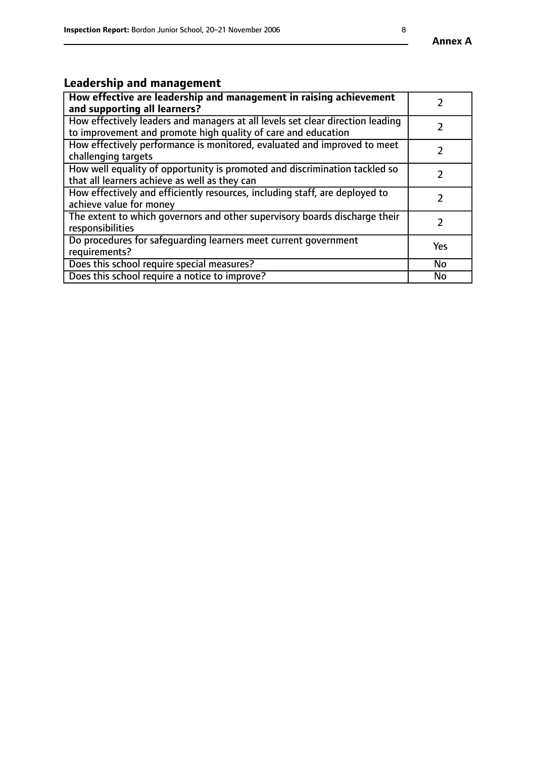## Leadership and management

| **How effective are leadership and management in raising achievement and supporting all learners?** | 2 |
|---|---|
| How effectively leaders and managers at all levels set clear direction leading to improvement and promote high quality of care and education | 2 |
| How effectively performance is monitored, evaluated and improved to meet challenging targets | 2 |
| How well equality of opportunity is promoted and discrimination tackled so that all learners achieve as well as they can | 2 |
| How effectively and efficiently resources, including staff, are deployed to achieve value for money | 2 |
| The extent to which governors and other supervisory boards discharge their responsibilities | 2 |
| Do procedures for safeguarding learners meet current government requirements? | Yes |
| Does this school require special measures? | No |
| Does this school require a notice to improve? | No |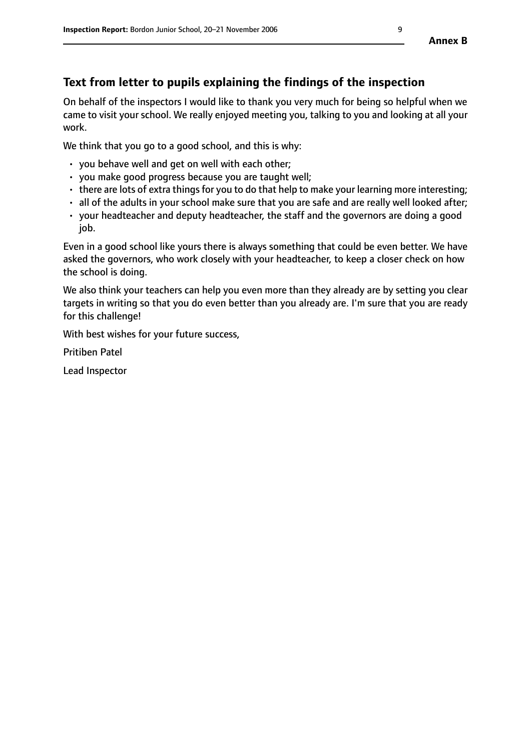## Text from letter to pupils explaining the findings of the inspection

On behalf of the inspectors I would like to thank you very much for being so helpful when we came to visit your school. We really enjoyed meeting you, talking to you and looking at all your work.

We think that you go to a good school, and this is why:

- you behave well and get on well with each other;
- you make good progress because you are taught well;
- there are lots of extra things for you to do that help to make your learning more interesting;
- all of the adults in your school make sure that you are safe and are really well looked after;
- your headteacher and deputy headteacher, the staff and the governors are doing a good job.

Even in a good school like yours there is always something that could be even better. We have asked the governors, who work closely with your headteacher, to keep a closer check on how the school is doing.

We also think your teachers can help you even more than they already are by setting you clear targets in writing so that you do even better than you already are. I'm sure that you are ready for this challenge!

With best wishes for your future success,

Pritiben Patel

Lead Inspector